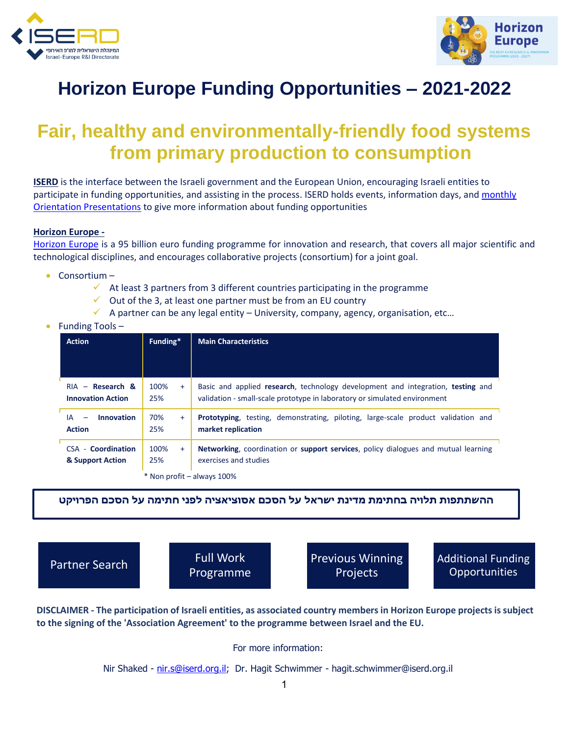# Horizon Europe Funding Opportunities – 2021-2022

## Fair, healthy and environmentally-friendly food systems from primary production to consumption

**ISERD** is the interface between the Israeli government and the European Union, encouraging Israeli entities to participate in funding opportunities, and assisting in the process. ISERD holds events, information days, and monthly Orientation Presentations to give more information about funding opportunities

**Horizon Europe -**

Horizon Europe is a 95 billion euro funding programme for innovation and research, that covers all major scientific and technological disciplines, and encourages collaborative projects (consortium) for a joint goal.

- Consortium –
  - ✓ At least 3 partners from 3 different countries participating in the programme
  - ✓ Out of the 3, at least one partner must be from an EU country
  - ✓ A partner can be any legal entity – University, company, agency, organisation, etc…
- Funding Tools –

| Action | Funding* | Main Characteristics |
|---|---|---|
| RIA – **Research & Innovation Action** | 100% + 25% | Basic and applied **research**, technology development and integration, **testing** and validation - small-scale prototype in laboratory or simulated environment |
| IA – **Innovation Action** | 70% + 25% | **Prototyping**, testing, demonstrating, piloting, large-scale product validation and **market replication** |
| CSA - **Coordination & Support Action** | 100% + 25% | **Networking**, coordination or **support services**, policy dialogues and mutual learning exercises and studies |

\* Non profit – always 100%

**ההשתתפות תלויה בחתימת מדינת ישראל על הסכם אסוציאציה לפני חתימה על הסכם הפרויקט**

Partner Search | Full Work Programme | Previous Winning Projects | Additional Funding Opportunities

**DISCLAIMER - The participation of Israeli entities, as associated country members in Horizon Europe projects is subject to the signing of the 'Association Agreement' to the programme between Israel and the EU.**

For more information:

Nir Shaked - nir.s@iserd.org.il; Dr. Hagit Schwimmer - hagit.schwimmer@iserd.org.il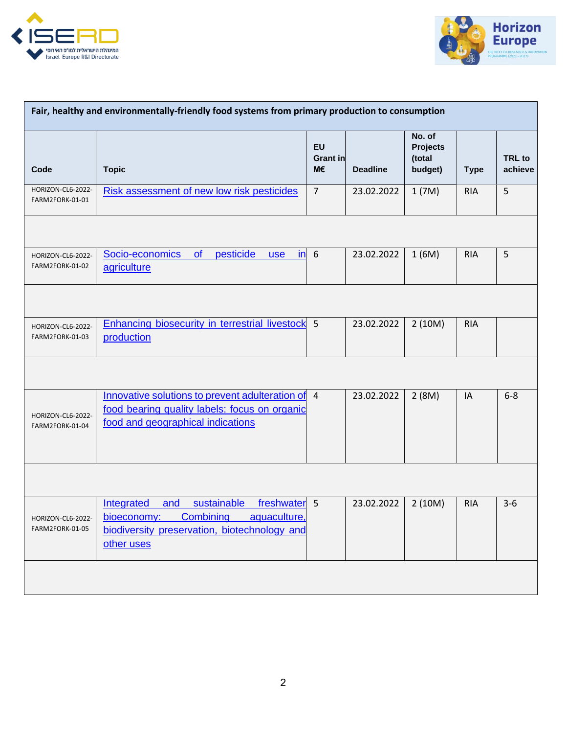| Fair, healthy and environmentally-friendly food systems from primary production to consumption | | | | | | |
|---|---|---|---|---|---|---|
| **Code** | **Topic** | **EU Grant in M€** | **Deadline** | **No. of Projects (total budget)** | **Type** | **TRL to achieve** |
| HORIZON-CL6-2022-FARM2FORK-01-01 | Risk assessment of new low risk pesticides | 7 | 23.02.2022 | 1 (7M) | RIA | 5 |
| | | | | | | |
| HORIZON-CL6-2022-FARM2FORK-01-02 | Socio-economics of pesticide use in agriculture | 6 | 23.02.2022 | 1 (6M) | RIA | 5 |
| | | | | | | |
| HORIZON-CL6-2022-FARM2FORK-01-03 | Enhancing biosecurity in terrestrial livestock production | 5 | 23.02.2022 | 2 (10M) | RIA | |
| | | | | | | |
| HORIZON-CL6-2022-FARM2FORK-01-04 | Innovative solutions to prevent adulteration of food bearing quality labels: focus on organic food and geographical indications | 4 | 23.02.2022 | 2 (8M) | IA | 6-8 |
| | | | | | | |
| HORIZON-CL6-2022-FARM2FORK-01-05 | Integrated and sustainable freshwater bioeconomy: Combining aquaculture, biodiversity preservation, biotechnology and other uses | 5 | 23.02.2022 | 2 (10M) | RIA | 3-6 |
| | | | | | | |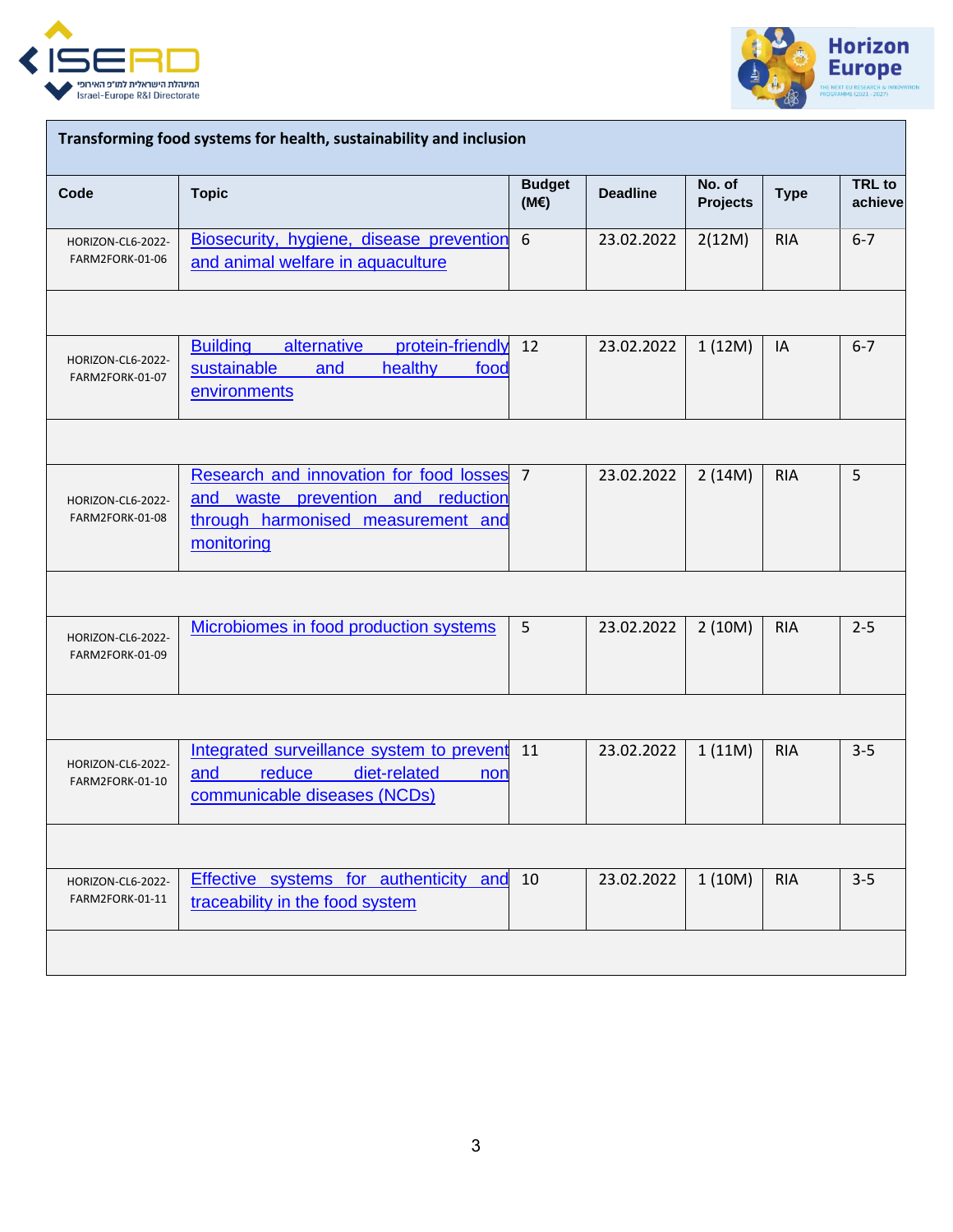| Transforming food systems for health, sustainability and inclusion | | | | | | |
|---|---|---|---|---|---|---|
| **Code** | **Topic** | **Budget (M€)** | **Deadline** | **No. of Projects** | **Type** | **TRL to achieve** |
| HORIZON-CL6-2022-FARM2FORK-01-06 | Biosecurity, hygiene, disease prevention and animal welfare in aquaculture | 6 | 23.02.2022 | 2(12M) | RIA | 6-7 |
| | | | | | | |
| HORIZON-CL6-2022-FARM2FORK-01-07 | Building alternative protein-friendly sustainable and healthy food environments | 12 | 23.02.2022 | 1 (12M) | IA | 6-7 |
| | | | | | | |
| HORIZON-CL6-2022-FARM2FORK-01-08 | Research and innovation for food losses and waste prevention and reduction through harmonised measurement and monitoring | 7 | 23.02.2022 | 2 (14M) | RIA | 5 |
| | | | | | | |
| HORIZON-CL6-2022-FARM2FORK-01-09 | Microbiomes in food production systems | 5 | 23.02.2022 | 2 (10M) | RIA | 2-5 |
| | | | | | | |
| HORIZON-CL6-2022-FARM2FORK-01-10 | Integrated surveillance system to prevent and reduce diet-related non communicable diseases (NCDs) | 11 | 23.02.2022 | 1 (11M) | RIA | 3-5 |
| | | | | | | |
| HORIZON-CL6-2022-FARM2FORK-01-11 | Effective systems for authenticity and traceability in the food system | 10 | 23.02.2022 | 1 (10M) | RIA | 3-5 |
| | | | | | | |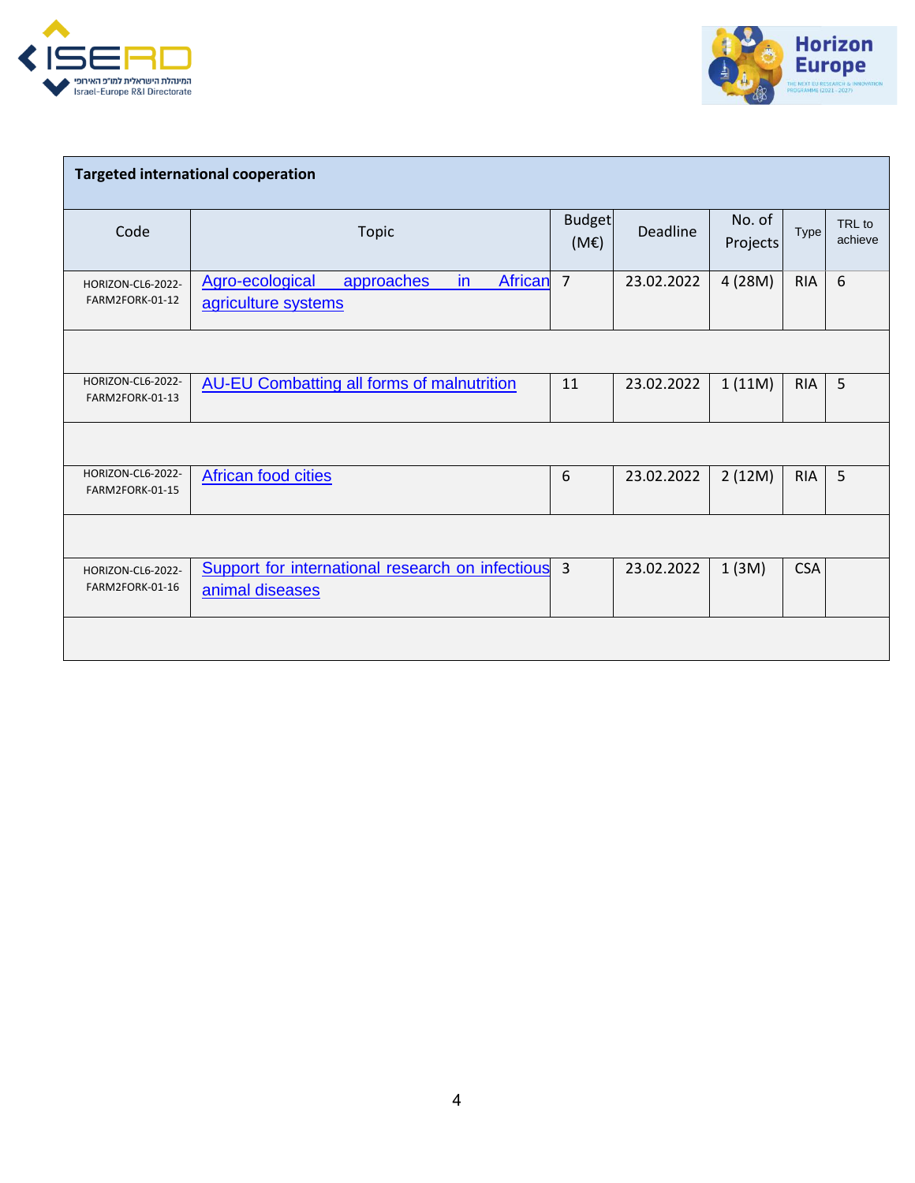| Targeted international cooperation | | | | | | |
|---|---|---|---|---|---|---|
| Code | Topic | Budget (M€) | Deadline | No. of Projects | Type | TRL to achieve |
| HORIZON-CL6-2022-FARM2FORK-01-12 | Agro-ecological approaches in African agriculture systems | 7 | 23.02.2022 | 4 (28M) | RIA | 6 |
| | | | | | | |
| HORIZON-CL6-2022-FARM2FORK-01-13 | AU-EU Combatting all forms of malnutrition | 11 | 23.02.2022 | 1 (11M) | RIA | 5 |
| | | | | | | |
| HORIZON-CL6-2022-FARM2FORK-01-15 | African food cities | 6 | 23.02.2022 | 2 (12M) | RIA | 5 |
| | | | | | | |
| HORIZON-CL6-2022-FARM2FORK-01-16 | Support for international research on infectious animal diseases | 3 | 23.02.2022 | 1 (3M) | CSA | |
| | | | | | | |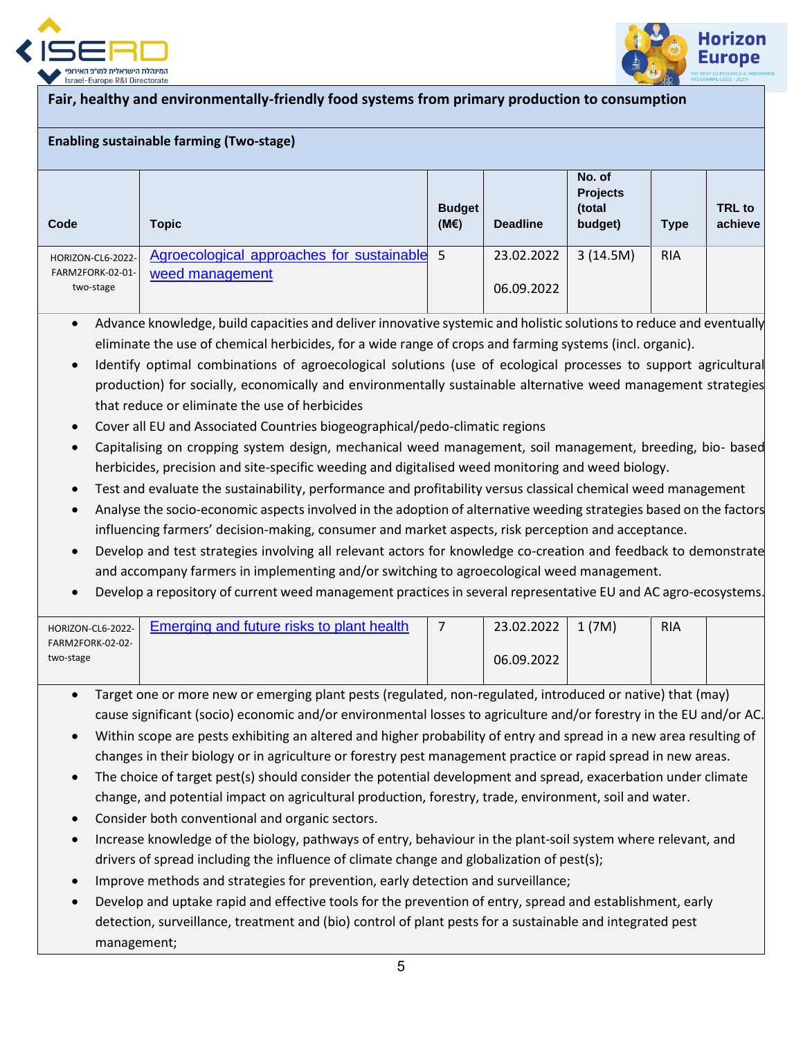**Fair, healthy and environmentally-friendly food systems from primary production to consumption**

**Enabling sustainable farming (Two-stage)**

| Code | Topic | Budget (M€) | Deadline | No. of Projects (total budget) | Type | TRL to achieve |
|---|---|---|---|---|---|---|
| HORIZON-CL6-2022-FARM2FORK-02-01-two-stage | Agroecological approaches for sustainable weed management | 5 | 23.02.2022<br>06.09.2022 | 3 (14.5M) | RIA | |

- Advance knowledge, build capacities and deliver innovative systemic and holistic solutions to reduce and eventually eliminate the use of chemical herbicides, for a wide range of crops and farming systems (incl. organic).
- Identify optimal combinations of agroecological solutions (use of ecological processes to support agricultural production) for socially, economically and environmentally sustainable alternative weed management strategies that reduce or eliminate the use of herbicides
- Cover all EU and Associated Countries biogeographical/pedo-climatic regions
- Capitalising on cropping system design, mechanical weed management, soil management, breeding, bio- based herbicides, precision and site-specific weeding and digitalised weed monitoring and weed biology.
- Test and evaluate the sustainability, performance and profitability versus classical chemical weed management
- Analyse the socio-economic aspects involved in the adoption of alternative weeding strategies based on the factors influencing farmers' decision-making, consumer and market aspects, risk perception and acceptance.
- Develop and test strategies involving all relevant actors for knowledge co-creation and feedback to demonstrate and accompany farmers in implementing and/or switching to agroecological weed management.
- Develop a repository of current weed management practices in several representative EU and AC agro-ecosystems.

| Code | Topic | Budget (M€) | Deadline | No. of Projects (total budget) | Type | TRL to achieve |
|---|---|---|---|---|---|---|
| HORIZON-CL6-2022-FARM2FORK-02-02-two-stage | Emerging and future risks to plant health | 7 | 23.02.2022<br>06.09.2022 | 1 (7M) | RIA | |

- Target one or more new or emerging plant pests (regulated, non-regulated, introduced or native) that (may) cause significant (socio) economic and/or environmental losses to agriculture and/or forestry in the EU and/or AC.
- Within scope are pests exhibiting an altered and higher probability of entry and spread in a new area resulting of changes in their biology or in agriculture or forestry pest management practice or rapid spread in new areas.
- The choice of target pest(s) should consider the potential development and spread, exacerbation under climate change, and potential impact on agricultural production, forestry, trade, environment, soil and water.
- Consider both conventional and organic sectors.
- Increase knowledge of the biology, pathways of entry, behaviour in the plant-soil system where relevant, and drivers of spread including the influence of climate change and globalization of pest(s);
- Improve methods and strategies for prevention, early detection and surveillance;
- Develop and uptake rapid and effective tools for the prevention of entry, spread and establishment, early detection, surveillance, treatment and (bio) control of plant pests for a sustainable and integrated pest management;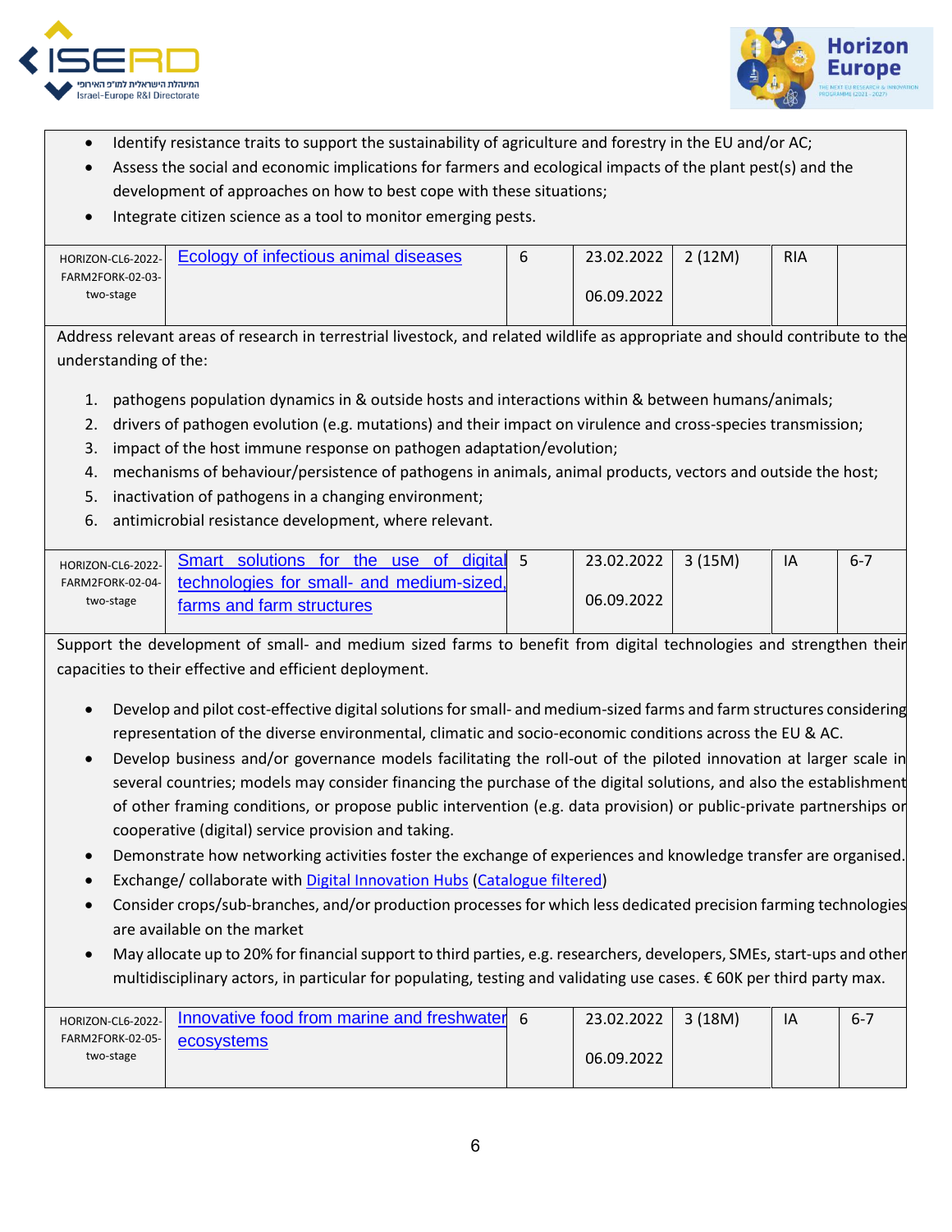- Identify resistance traits to support the sustainability of agriculture and forestry in the EU and/or AC;
- Assess the social and economic implications for farmers and ecological impacts of the plant pest(s) and the development of approaches on how to best cope with these situations;
- Integrate citizen science as a tool to monitor emerging pests.

| HORIZON-CL6-2022-FARM2FORK-02-03-two-stage | Ecology of infectious animal diseases | 6 | 23.02.2022<br><br>06.09.2022 | 2 (12M) | RIA | |
|---|---|---|---|---|---|---|

Address relevant areas of research in terrestrial livestock, and related wildlife as appropriate and should contribute to the understanding of the:

1. pathogens population dynamics in & outside hosts and interactions within & between humans/animals;
2. drivers of pathogen evolution (e.g. mutations) and their impact on virulence and cross-species transmission;
3. impact of the host immune response on pathogen adaptation/evolution;
4. mechanisms of behaviour/persistence of pathogens in animals, animal products, vectors and outside the host;
5. inactivation of pathogens in a changing environment;
6. antimicrobial resistance development, where relevant.

| HORIZON-CL6-2022-FARM2FORK-02-04-two-stage | Smart solutions for the use of digital technologies for small- and medium-sized, farms and farm structures | 5 | 23.02.2022<br><br>06.09.2022 | 3 (15M) | IA | 6-7 |
|---|---|---|---|---|---|---|

Support the development of small- and medium sized farms to benefit from digital technologies and strengthen their capacities to their effective and efficient deployment.

- Develop and pilot cost-effective digital solutions for small- and medium-sized farms and farm structures considering representation of the diverse environmental, climatic and socio-economic conditions across the EU & AC.
- Develop business and/or governance models facilitating the roll-out of the piloted innovation at larger scale in several countries; models may consider financing the purchase of the digital solutions, and also the establishment of other framing conditions, or propose public intervention (e.g. data provision) or public-private partnerships or cooperative (digital) service provision and taking.
- Demonstrate how networking activities foster the exchange of experiences and knowledge transfer are organised.
- Exchange/ collaborate with Digital Innovation Hubs (Catalogue filtered)
- Consider crops/sub-branches, and/or production processes for which less dedicated precision farming technologies are available on the market
- May allocate up to 20% for financial support to third parties, e.g. researchers, developers, SMEs, start-ups and other multidisciplinary actors, in particular for populating, testing and validating use cases. € 60K per third party max.

| HORIZON-CL6-2022-FARM2FORK-02-05-two-stage | Innovative food from marine and freshwater ecosystems | 6 | 23.02.2022<br><br>06.09.2022 | 3 (18M) | IA | 6-7 |
|---|---|---|---|---|---|---|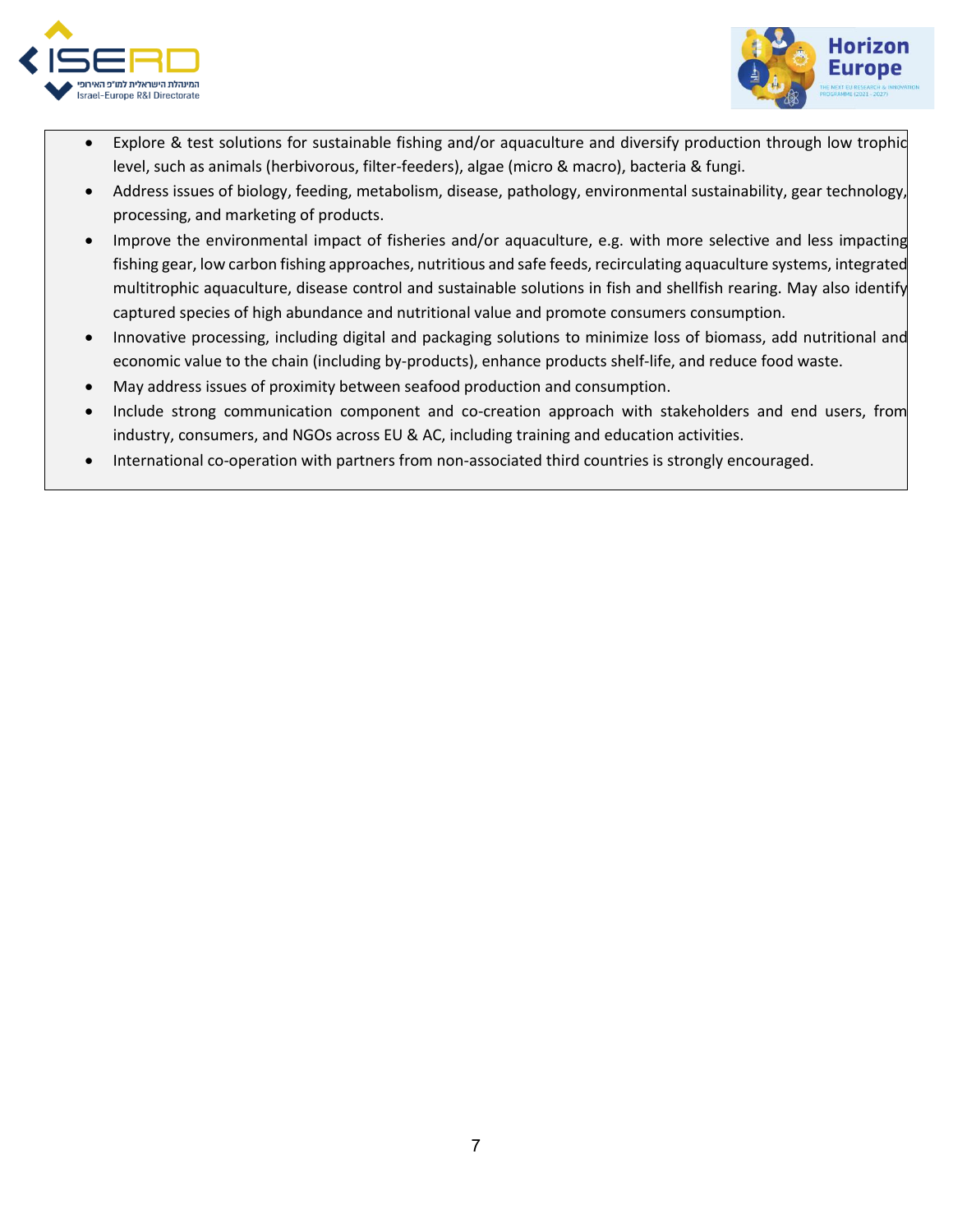- Explore & test solutions for sustainable fishing and/or aquaculture and diversify production through low trophic level, such as animals (herbivorous, filter-feeders), algae (micro & macro), bacteria & fungi.
- Address issues of biology, feeding, metabolism, disease, pathology, environmental sustainability, gear technology, processing, and marketing of products.
- Improve the environmental impact of fisheries and/or aquaculture, e.g. with more selective and less impacting fishing gear, low carbon fishing approaches, nutritious and safe feeds, recirculating aquaculture systems, integrated multitrophic aquaculture, disease control and sustainable solutions in fish and shellfish rearing. May also identify captured species of high abundance and nutritional value and promote consumers consumption.
- Innovative processing, including digital and packaging solutions to minimize loss of biomass, add nutritional and economic value to the chain (including by-products), enhance products shelf-life, and reduce food waste.
- May address issues of proximity between seafood production and consumption.
- Include strong communication component and co-creation approach with stakeholders and end users, from industry, consumers, and NGOs across EU & AC, including training and education activities.
- International co-operation with partners from non-associated third countries is strongly encouraged.